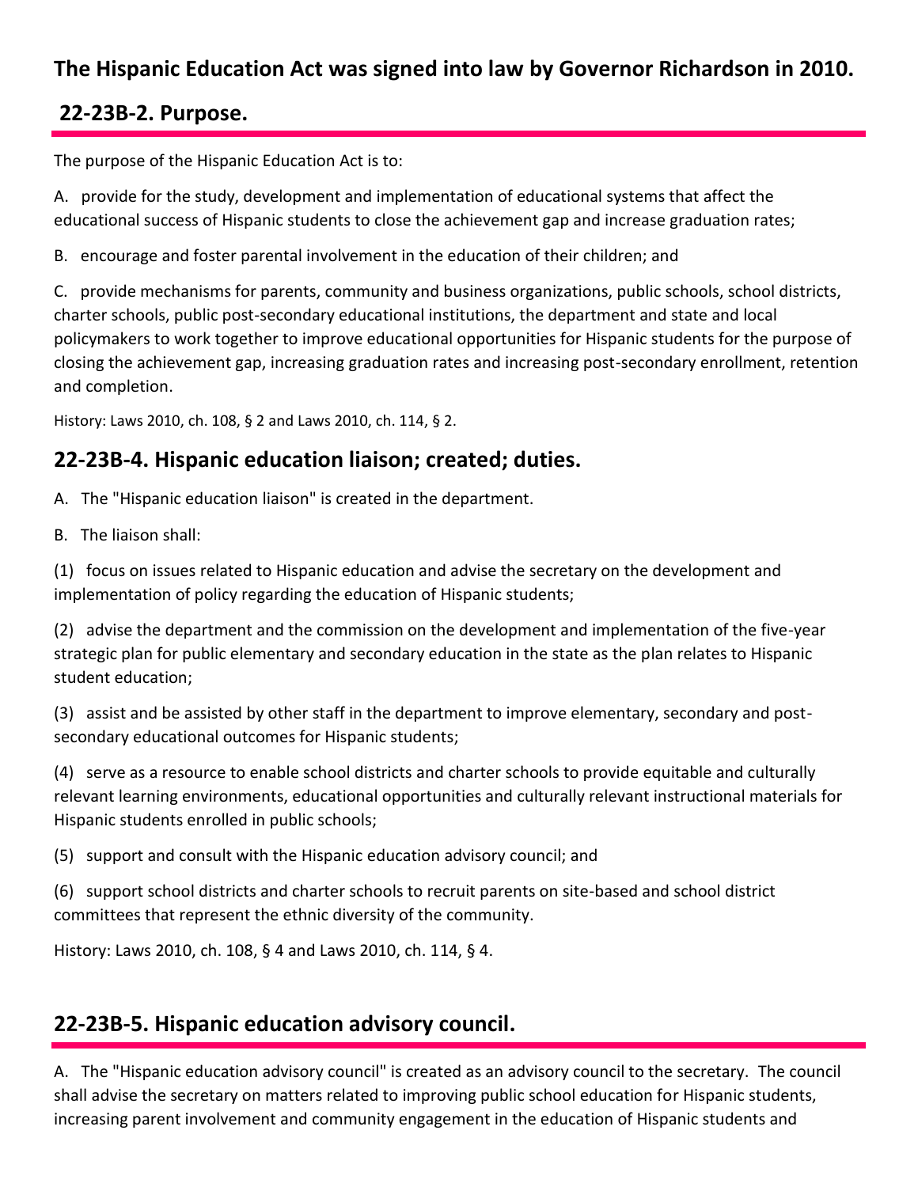# The Hispanic Education Act was signed into law by Governor Richardson in 2010.

## 22-23B-2. Purpose.

The purpose of the Hispanic Education Act is to:

A. provide for the study, development and implementation of educational systems that affect the educational success of Hispanic students to close the achievement gap and increase graduation rates;

B. encourage and foster parental involvement in the education of their children; and

C. provide mechanisms for parents, community and business organizations, public schools, school districts, charter schools, public post-secondary educational institutions, the department and state and local policymakers to work together to improve educational opportunities for Hispanic students for the purpose of closing the achievement gap, increasing graduation rates and increasing post-secondary enrollment, retention and completion.

History: Laws 2010, ch. 108, § 2 and Laws 2010, ch. 114, § 2.

## 22-23B-4. Hispanic education liaison; created; duties.

A. The "Hispanic education liaison" is created in the department.

B. The liaison shall:

(1) focus on issues related to Hispanic education and advise the secretary on the development and implementation of policy regarding the education of Hispanic students;

(2) advise the department and the commission on the development and implementation of the five-year strategic plan for public elementary and secondary education in the state as the plan relates to Hispanic student education;

(3) assist and be assisted by other staff in the department to improve elementary, secondary and post-secondary educational outcomes for Hispanic students;

(4) serve as a resource to enable school districts and charter schools to provide equitable and culturally relevant learning environments, educational opportunities and culturally relevant instructional materials for Hispanic students enrolled in public schools;

(5) support and consult with the Hispanic education advisory council; and

(6) support school districts and charter schools to recruit parents on site-based and school district committees that represent the ethnic diversity of the community.

History: Laws 2010, ch. 108, § 4 and Laws 2010, ch. 114, § 4.

## 22-23B-5. Hispanic education advisory council.

A. The "Hispanic education advisory council" is created as an advisory council to the secretary. The council shall advise the secretary on matters related to improving public school education for Hispanic students, increasing parent involvement and community engagement in the education of Hispanic students and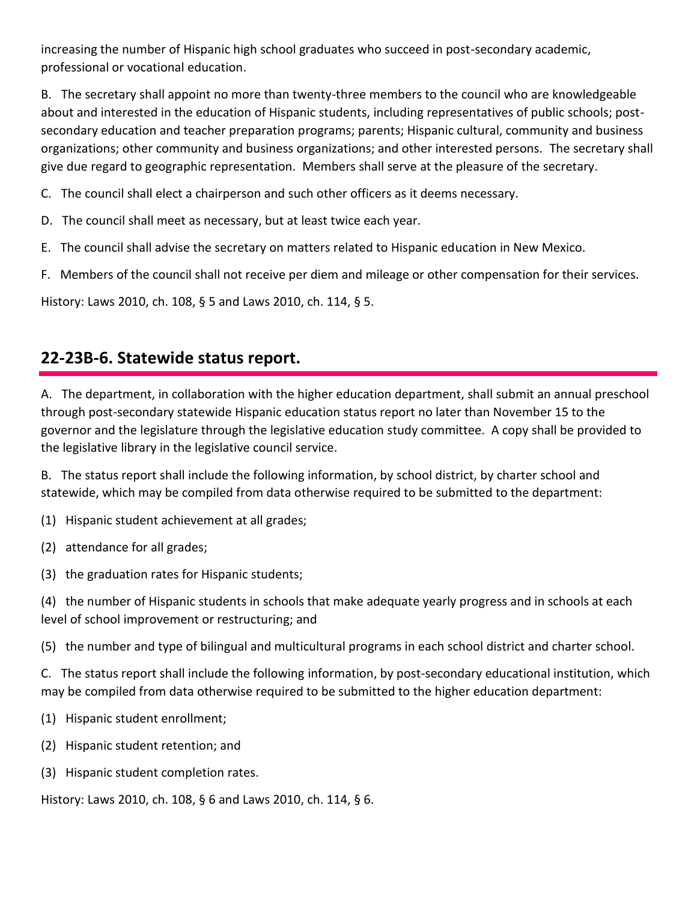increasing the number of Hispanic high school graduates who succeed in post-secondary academic, professional or vocational education.

B. The secretary shall appoint no more than twenty-three members to the council who are knowledgeable about and interested in the education of Hispanic students, including representatives of public schools; post-secondary education and teacher preparation programs; parents; Hispanic cultural, community and business organizations; other community and business organizations; and other interested persons. The secretary shall give due regard to geographic representation. Members shall serve at the pleasure of the secretary.

C. The council shall elect a chairperson and such other officers as it deems necessary.

D. The council shall meet as necessary, but at least twice each year.

E. The council shall advise the secretary on matters related to Hispanic education in New Mexico.

F. Members of the council shall not receive per diem and mileage or other compensation for their services.

History: Laws 2010, ch. 108, § 5 and Laws 2010, ch. 114, § 5.

## 22-23B-6. Statewide status report.

A. The department, in collaboration with the higher education department, shall submit an annual preschool through post-secondary statewide Hispanic education status report no later than November 15 to the governor and the legislature through the legislative education study committee. A copy shall be provided to the legislative library in the legislative council service.

B. The status report shall include the following information, by school district, by charter school and statewide, which may be compiled from data otherwise required to be submitted to the department:

(1) Hispanic student achievement at all grades;

(2) attendance for all grades;

(3) the graduation rates for Hispanic students;

(4) the number of Hispanic students in schools that make adequate yearly progress and in schools at each level of school improvement or restructuring; and

(5) the number and type of bilingual and multicultural programs in each school district and charter school.

C. The status report shall include the following information, by post-secondary educational institution, which may be compiled from data otherwise required to be submitted to the higher education department:

(1) Hispanic student enrollment;

(2) Hispanic student retention; and

(3) Hispanic student completion rates.

History: Laws 2010, ch. 108, § 6 and Laws 2010, ch. 114, § 6.